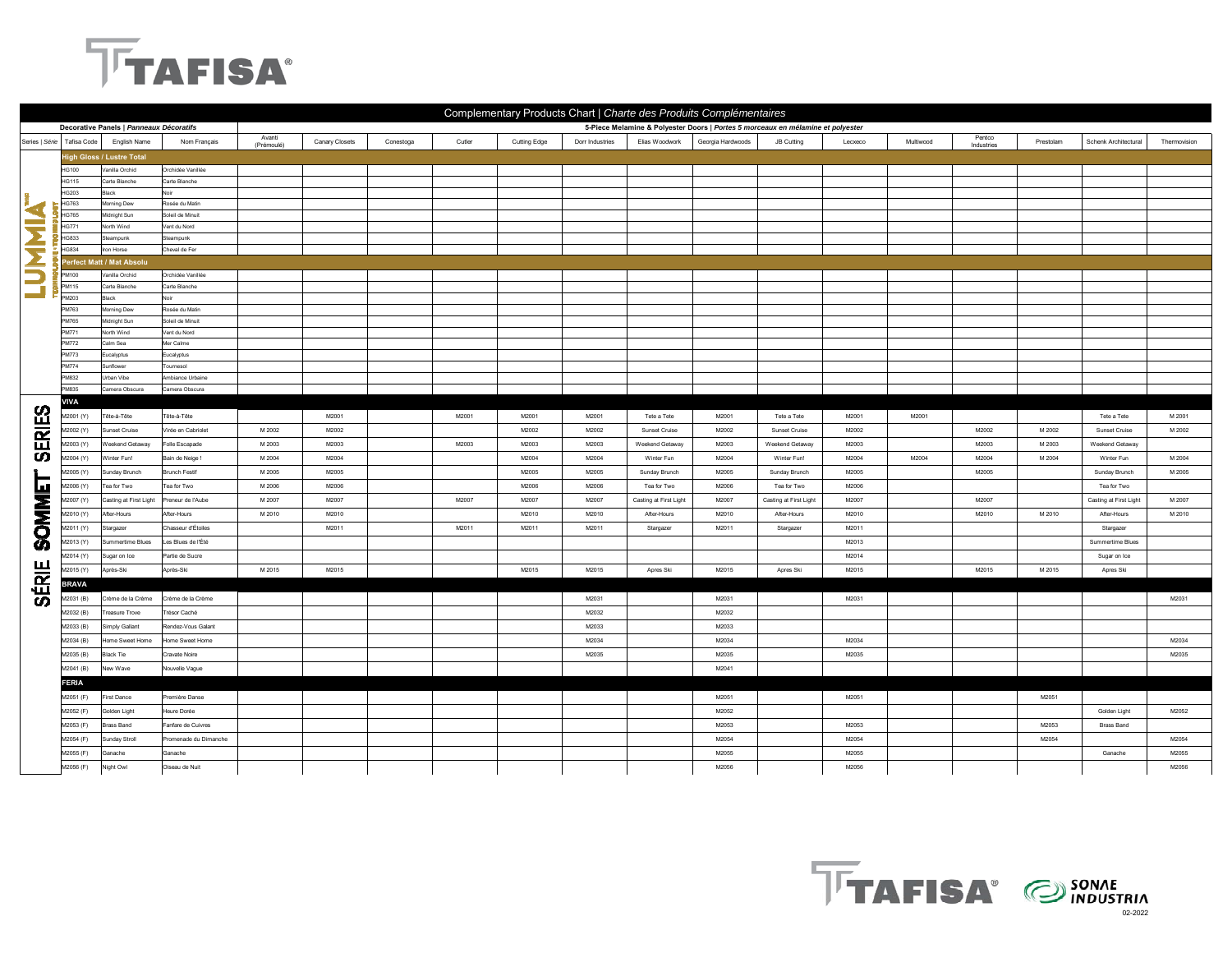# TAFISA®

## Complementary Products Chart | *Charte des Produits Complémentaires*

| Decorative Panels \| *Panneaux Décoratifs* | | | | 5-Piece Melamine & Polyester Doors \| *Portes 5 morceaux en mélamine et polyester* | | | | | | | | | | | | | | |
|---|---|---|---|---|---|---|---|---|---|---|---|---|---|---|---|---|---|---|
| Series \| *Série* | Tafisa Code | English Name | Nom Français | Avanti (Prémoulé) | Canary Closets | Conestoga | Cutler | Cutting Edge | Dorr Industries | Elias Woodwork | Georgia Hardwoods | JB Cutting | Lecxeco | Multiwood | Pentco Industries | Prestolam | Schenk Architectural | Thermovision |
| LUMMIA™ TECHNOLOGIE \| TECHNOLOGY | **High Gloss / Lustre Total** | | | | | | | | | | | | | | | | | |
| | HG100 | Vanilla Orchid | Orchidée Vanillée | | | | | | | | | | | | | | | |
| | HG115 | Carte Blanche | Carte Blanche | | | | | | | | | | | | | | | |
| | HG203 | Black | Noir | | | | | | | | | | | | | | | |
| | HG763 | Morning Dew | Rosée du Matin | | | | | | | | | | | | | | | |
| | HG765 | Midnight Sun | Soleil de Minuit | | | | | | | | | | | | | | | |
| | HG771 | North Wind | Vent du Nord | | | | | | | | | | | | | | | |
| | HG833 | Steampunk | Steampunk | | | | | | | | | | | | | | | |
| | HG834 | Iron Horse | Cheval de Fer | | | | | | | | | | | | | | | |
| | **Perfect Matt / Mat Absolu** | | | | | | | | | | | | | | | | | |
| | PM100 | Vanilla Orchid | Orchidée Vanillée | | | | | | | | | | | | | | | |
| | PM115 | Carte Blanche | Carte Blanche | | | | | | | | | | | | | | | |
| | PM203 | Black | Noir | | | | | | | | | | | | | | | |
| | PM763 | Morning Dew | Rosée du Matin | | | | | | | | | | | | | | | |
| | PM765 | Midnight Sun | Soleil de Minuit | | | | | | | | | | | | | | | |
| | PM771 | North Wind | Vent du Nord | | | | | | | | | | | | | | | |
| | PM772 | Calm Sea | Mer Calme | | | | | | | | | | | | | | | |
| | PM773 | Eucalyptus | Eucalyptus | | | | | | | | | | | | | | | |
| | PM774 | Sunflower | Tournesol | | | | | | | | | | | | | | | |
| | PM832 | Urban Vibe | Ambiance Urbaine | | | | | | | | | | | | | | | |
| | PM835 | Camera Obscura | Camera Obscura | | | | | | | | | | | | | | | |
| SÉRIE SOMMET® SERIES | **VIVA** | | | | | | | | | | | | | | | | | |
| | M2001 (Y) | Tête-à-Tête | Tête-à-Tête | | M2001 | | M2001 | M2001 | M2001 | Tete a Tete | M2001 | Tete a Tete | M2001 | M2001 | | | Tete a Tete | M 2001 |
| | M2002 (Y) | Sunset Cruise | Virée en Cabriolet | M 2002 | M2002 | | | M2002 | M2002 | Sunset Cruise | M2002 | Sunset Cruise | M2002 | | M2002 | M 2002 | Sunset Cruise | M 2002 |
| | M2003 (Y) | Weekend Getaway | Folle Escapade | M 2003 | M2003 | | M2003 | M2003 | M2003 | Weekend Getaway | M2003 | Weekend Getaway | M2003 | | M2003 | M 2003 | Weekend Getaway | |
| | M2004 (Y) | Winter Fun! | Bain de Neige ! | M 2004 | M2004 | | | M2004 | M2004 | Winter Fun | M2004 | Winter Fun! | M2004 | M2004 | M2004 | M 2004 | Winter Fun | M 2004 |
| | M2005 (Y) | Sunday Brunch | Brunch Festif | M 2005 | M2005 | | | M2005 | M2005 | Sunday Brunch | M2005 | Sunday Brunch | M2005 | | M2005 | | Sunday Brunch | M 2005 |
| | M2006 (Y) | Tea for Two | Tea for Two | M 2006 | M2006 | | | M2006 | M2006 | Tea for Two | M2006 | Tea for Two | M2006 | | | | Tea for Two | |
| | M2007 (Y) | Casting at First Light | Preneur de l'Aube | M 2007 | M2007 | | M2007 | M2007 | M2007 | Casting at First Light | M2007 | Casting at First Light | M2007 | | M2007 | | Casting at First Light | M 2007 |
| | M2010 (Y) | After-Hours | After-Hours | M 2010 | M2010 | | | M2010 | M2010 | After-Hours | M2010 | After-Hours | M2010 | | M2010 | M 2010 | After-Hours | M 2010 |
| | M2011 (Y) | Stargazer | Chasseur d'Étoiles | | M2011 | | M2011 | M2011 | M2011 | Stargazer | M2011 | Stargazer | M2011 | | | | Stargazer | |
| | M2013 (Y) | Summertime Blues | Les Blues de l'Été | | | | | | | | | | M2013 | | | | Summertime Blues | |
| | M2014 (Y) | Sugar on Ice | Partie de Sucre | | | | | | | | | | M2014 | | | | Sugar on Ice | |
| | M2015 (Y) | Après-Ski | Après-Ski | M 2015 | M2015 | | | M2015 | M2015 | Apres Ski | M2015 | Apres Ski | M2015 | | M2015 | M 2015 | Apres Ski | |
| | **BRAVA** | | | | | | | | | | | | | | | | | |
| | M2031 (B) | Crème de la Crème | Crème de la Crème | | | | | | M2031 | | M2031 | | M2031 | | | | | M2031 |
| | M2032 (B) | Treasure Trove | Trésor Caché | | | | | | M2032 | | M2032 | | | | | | | |
| | M2033 (B) | Simply Gallant | Rendez-Vous Galant | | | | | | M2033 | | M2033 | | | | | | | |
| | M2034 (B) | Home Sweet Home | Home Sweet Home | | | | | | M2034 | | M2034 | | M2034 | | | | | M2034 |
| | M2035 (B) | Black Tie | Cravate Noire | | | | | | M2035 | | M2035 | | M2035 | | | | | M2035 |
| | M2041 (B) | New Wave | Nouvelle Vague | | | | | | | | M2041 | | | | | | | |
| | **FERIA** | | | | | | | | | | | | | | | | | |
| | M2051 (F) | First Dance | Première Danse | | | | | | | | M2051 | | M2051 | | | M2051 | | |
| | M2052 (F) | Golden Light | Heure Dorée | | | | | | | | M2052 | | | | | | Golden Light | M2052 |
| | M2053 (F) | Brass Band | Fanfare de Cuivres | | | | | | | | M2053 | | M2053 | | | M2053 | Brass Band | |
| | M2054 (F) | Sunday Stroll | Promenade du Dimanche | | | | | | | | M2054 | | M2054 | | | M2054 | | M2054 |
| | M2055 (F) | Ganache | Ganache | | | | | | | | M2055 | | M2055 | | | | Ganache | M2055 |
| | M2056 (F) | Night Owl | Oiseau de Nuit | | | | | | | | M2056 | | M2056 | | | | | M2056 |

TAFISA® SONAE INDUSTRIA

02-2022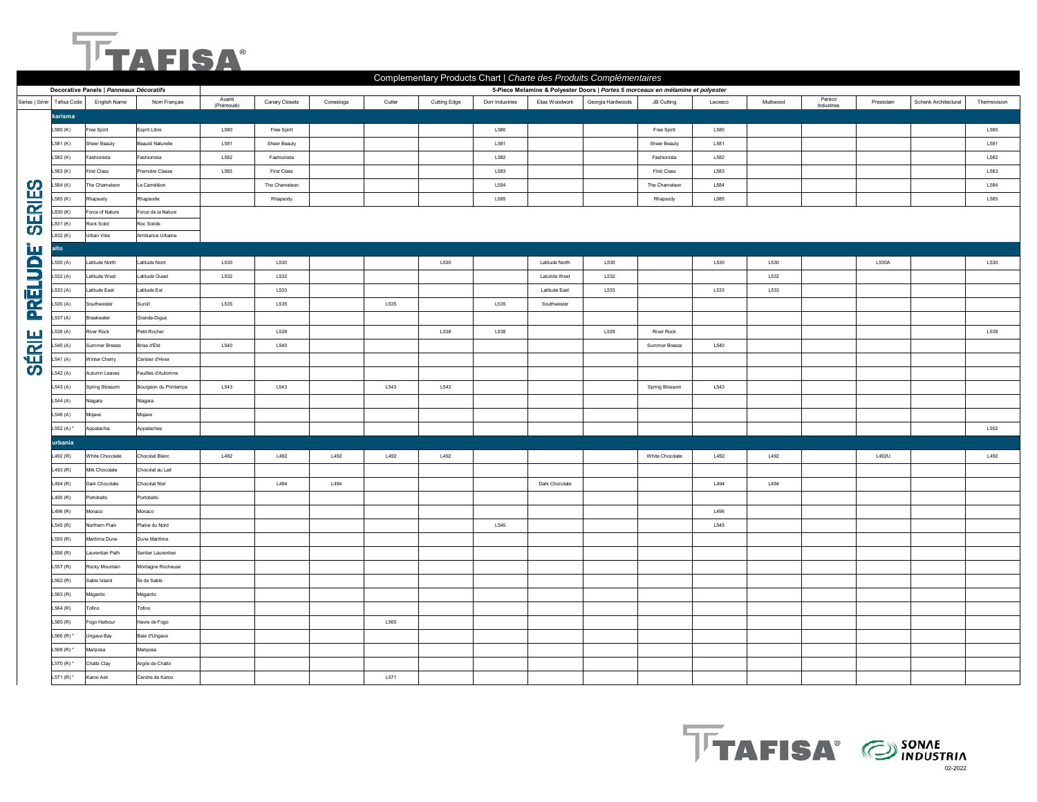# TAFISA®

## Complementary Products Chart | *Charte des Produits Complémentaires*

| Series \| *Série* | Tafisa Code | English Name | Nom Français | Avanti (Prémoulé) | Canary Closets | Conestoga | Cutler | Cutting Edge | Dorr Industries | Elias Woodwork | Georgia Hardwoods | JB Cutting | Lecxeco | Multiwood | Pentco Industries | Prestolam | Schenk Architectural | Thermovision |
|---|---|---|---|---|---|---|---|---|---|---|---|---|---|---|---|---|---|---|
| | **Decorative Panels \| *Panneaux Décoratifs*** | | | **5-Piece Melamine & Polyester Doors \| *Portes 5 morceaux en mélamine et polyester*** | | | | | | | | | | | | | | |
| **SÉRIE PRĒLUDE® SERIES** | **karisma** | | | | | | | | | | | | | | | | | |
| | L580 (K) | Free Spirit | Esprit Libre | L580 | Free Spirit | | | | L580 | | | Free Spirit | L580 | | | | | L580 |
| | L581 (K) | Sheer Beauty | Beauté Naturelle | L581 | Sheer Beauty | | | | L581 | | | Sheer Beauty | L581 | | | | | L581 |
| | L582 (K) | Fashionista | Fashionista | L582 | Fashionista | | | | L582 | | | Fashionista | L582 | | | | | L582 |
| | L583 (K) | First Class | Première Classe | L583 | First Class | | | | L583 | | | First Class | L583 | | | | | L583 |
| | L584 (K) | The Chameleon | Le Caméléon | | The Chameleon | | | | L584 | | | The Chameleon | L584 | | | | | L584 |
| | L585 (K) | Rhapsody | Rhapsodie | | Rhapsody | | | | L585 | | | Rhapsody | L585 | | | | | L585 |
| | L830 (K) | Force of Nature | Force de la Nature | | | | | | | | | | | | | | | |
| | L831 (K) | Rock Solid | Roc Solide | | | | | | | | | | | | | | | |
| | L832 (K) | Urban Vibe | Ambiance Urbaine | | | | | | | | | | | | | | | |
| | **alto** | | | | | | | | | | | | | | | | | |
| | L530 (A) | Latitude North | Latitude Nord | L530 | L530 | | | L530 | | Latitude North | L530 | | L530 | L530 | | L530A | | L530 |
| | L532 (A) | Latitude West | Latitude Ouest | L532 | L532 | | | | | Latutide West | L532 | | | L532 | | | | |
| | L533 (A) | Latitude East | Latitude Est | | L533 | | | | | Latitude East | L533 | | L533 | L533 | | | | |
| | L535 (A) | Southwester | Suroît | L535 | L535 | | L535 | | L535 | Southwester | | | | | | | | |
| | L537 (A) | Breakwater | Grande-Digue | | | | | | | | | | | | | | | |
| | L538 (A) | River Rock | Petit-Rocher | | L538 | | | L538 | L538 | | L538 | River Rock | | | | | | L538 |
| | L540 (A) | Summer Breeze | Brise d'Été | L540 | L540 | | | | | | | Summer Breeze | L540 | | | | | |
| | L541 (A) | Winter Cherry | Cerisier d'Hiver | | | | | | | | | | | | | | | |
| | L542 (A) | Autumn Leaves | Feuilles d'Automne | | | | | | | | | | | | | | | |
| | L543 (A) | Spring Blossom | Bourgeon du Printemps | L543 | L543 | | L543 | L543 | | | | Spring Blossom | L543 | | | | | |
| | L544 (A) | Niagara | Niagara | | | | | | | | | | | | | | | |
| | L546 (A) | Mojave | Mojave | | | | | | | | | | | | | | | |
| | L552 (A) * | Appalachia | Appalaches | | | | | | | | | | | | | | | L552 |
| | **urbania** | | | | | | | | | | | | | | | | | |
| | L492 (R) | White Chocolate | Chocolat Blanc | L492 | L492 | L492 | L492 | L492 | | | | White Chocolate | L492 | L492 | | L492U | | L492 |
| | L493 (R) | Milk Chocolate | Chocolat au Lait | | | | | | | | | | | | | | | |
| | L494 (R) | Dark Chocolate | Chocolat Noir | | L494 | L494 | | | | Dark Chocolate | | | L494 | L494 | | | | |
| | L495 (R) | Portobello | Portobello | | | | | | | | | | | | | | | |
| | L496 (R) | Monaco | Monaco | | | | | | | | | | L496 | | | | | |
| | L545 (R) | Northern Plain | Plaine du Nord | | | | | | L545 | | | | L545 | | | | | |
| | L555 (R) | Maritime Dune | Dune Maritime | | | | | | | | | | | | | | | |
| | L556 (R) | Laurentian Path | Sentier Laurentien | | | | | | | | | | | | | | | |
| | L557 (R) | Rocky Mountain | Montagne Rocheuse | | | | | | | | | | | | | | | |
| | L562 (R) | Sable Island | Île de Sable | | | | | | | | | | | | | | | |
| | L563 (R) | Mégantic | Mégantic | | | | | | | | | | | | | | | |
| | L564 (R) | Tofino | Tofino | | | | | | | | | | | | | | | |
| | L565 (R) | Fogo Harbour | Havre de Fogo | | | | L565 | | | | | | | | | | | |
| | L566 (R) * | Ungava Bay | Baie d'Ungava | | | | | | | | | | | | | | | |
| | L568 (R) * | Mariposa | Mariposa | | | | | | | | | | | | | | | |
| | L570 (R) * | Chalbi Clay | Argile de Chalbi | | | | | | | | | | | | | | | |
| | L571 (R) * | Karoo Ash | Cendre de Karoo | | | | L571 | | | | | | | | | | | |

TAFISA® SONAE INDUSTRIA

02-2022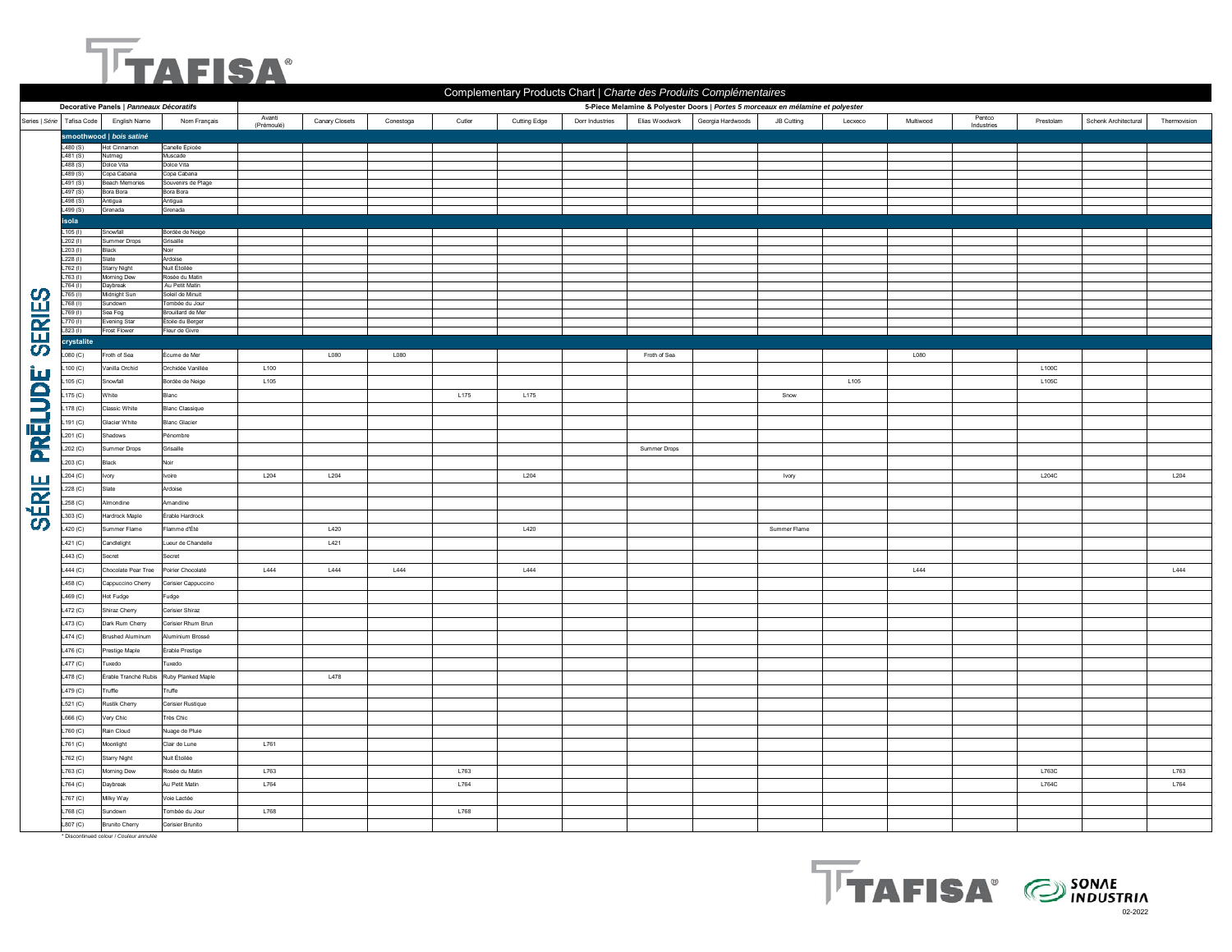# Complementary Products Chart | *Charte des Produits Complémentaires*

| Decorative Panels \| *Panneaux Décoratifs* | | | | 5-Piece Melamine & Polyester Doors \| *Portes 5 morceaux en mélamine et polyester* | | | | | | | | | | | | | | |
|---|---|---|---|---|---|---|---|---|---|---|---|---|---|---|---|---|---|---|
| Series \| *Série* | Tafisa Code | English Name | Nom Français | Avanti (Prémoulé) | Canary Closets | Conestoga | Cutler | Cutting Edge | Dorr Industries | Elias Woodwork | Georgia Hardwoods | JB Cutting | Lecxeco | Multiwood | Pentco Industries | Prestolam | Schenk Architectural | Thermovision |
| SÉRIE PRĒLUDE SERIES | **smoothwood** | *bois satiné* | | | | | | | | | | | | | | | | |
| | L480 (S) | Hot Cinnamon | Canelle Épicée | | | | | | | | | | | | | | | |
| | L481 (S) | Nutmeg | Muscade | | | | | | | | | | | | | | | |
| | L488 (S) | Dolce Vita | Dolce Vita | | | | | | | | | | | | | | | |
| | L489 (S) | Copa Cabana | Copa Cabana | | | | | | | | | | | | | | | |
| | L491 (S) | Beach Memories | Souvenirs de Plage | | | | | | | | | | | | | | | |
| | L497 (S) | Bora Bora | Bora Bora | | | | | | | | | | | | | | | |
| | L498 (S) | Antigua | Antigua | | | | | | | | | | | | | | | |
| | L499 (S) | Grenada | Grenada | | | | | | | | | | | | | | | |
| | **isola** | | | | | | | | | | | | | | | | | |
| | L105 (I) | Snowfall | Bordée de Neige | | | | | | | | | | | | | | | |
| | L202 (I) | Summer Drops | Grisaille | | | | | | | | | | | | | | | |
| | L203 (I) | Black | Noir | | | | | | | | | | | | | | | |
| | L228 (I) | Slate | Ardoise | | | | | | | | | | | | | | | |
| | L762 (I) | Starry Night | Nuit Étoilée | | | | | | | | | | | | | | | |
| | L763 (I) | Morning Dew | Rosée du Matin | | | | | | | | | | | | | | | |
| | L764 (I) | Daybreak | Au Petit Matin | | | | | | | | | | | | | | | |
| | L765 (I) | Midnight Sun | Soleil de Minuit | | | | | | | | | | | | | | | |
| | L768 (I) | Sundown | Tombée du Jour | | | | | | | | | | | | | | | |
| | L769 (I) | Sea Fog | Brouillard de Mer | | | | | | | | | | | | | | | |
| | L770 (I) | Evening Star | Étoile du Berger | | | | | | | | | | | | | | | |
| | L823 (I) | Frost Flower | Fleur de Givre | | | | | | | | | | | | | | | |
| | **crystalite** | | | | | | | | | | | | | | | | | |
| | L080 (C) | Froth of Sea | Écume de Mer | | L080 | L080 | | | | Froth of Sea | | | | L080 | | | | |
| | L100 (C) | Vanilla Orchid | Orchidée Vanillée | L100 | | | | | | | | | | | | L100C | | |
| | L105 (C) | Snowfall | Bordée de Neige | L105 | | | | | | | | | L105 | | | L105C | | |
| | L175 (C) | White | Blanc | | | | L175 | L175 | | | | Snow | | | | | | |
| | L178 (C) | Classic White | Blanc Classique | | | | | | | | | | | | | | | |
| | L191 (C) | Glacier White | Blanc Glacier | | | | | | | | | | | | | | | |
| | L201 (C) | Shadows | Pénombre | | | | | | | | | | | | | | | |
| | L202 (C) | Summer Drops | Grisaille | | | | | | | Summer Drops | | | | | | | | |
| | L203 (C) | Black | Noir | | | | | | | | | | | | | | | |
| | L204 (C) | Ivory | Ivoire | L204 | L204 | | | L204 | | | | Ivory | | | | L204C | | L204 |
| | L228 (C) | Slate | Ardoise | | | | | | | | | | | | | | | |
| | L258 (C) | Almondine | Amandine | | | | | | | | | | | | | | | |
| | L303 (C) | Hardrock Maple | Érable Hardrock | | | | | | | | | | | | | | | |
| | L420 (C) | Summer Flame | Flamme d'Été | | L420 | | | L420 | | | | Summer Flame | | | | | | |
| | L421 (C) | Candlelight | Lueur de Chandelle | | L421 | | | | | | | | | | | | | |
| | L443 (C) | Secret | Secret | | | | | | | | | | | | | | | |
| | L444 (C) | Chocolate Pear Tree | Poirier Chocolaté | L444 | L444 | L444 | | L444 | | | | | | L444 | | | | L444 |
| | L458 (C) | Cappuccino Cherry | Cerisier Cappuccino | | | | | | | | | | | | | | | |
| | L469 (C) | Hot Fudge | Fudge | | | | | | | | | | | | | | | |
| | L472 (C) | Shiraz Cherry | Cerisier Shiraz | | | | | | | | | | | | | | | |
| | L473 (C) | Dark Rum Cherry | Cerisier Rhum Brun | | | | | | | | | | | | | | | |
| | L474 (C) | Brushed Aluminum | Aluminium Brossé | | | | | | | | | | | | | | | |
| | L476 (C) | Prestige Maple | Érable Prestige | | | | | | | | | | | | | | | |
| | L477 (C) | Tuxedo | Tuxedo | | | | | | | | | | | | | | | |
| | L478 (C) | Érable Tranché Rubis | Ruby Planked Maple | | L478 | | | | | | | | | | | | | |
| | L479 (C) | Truffle | Truffe | | | | | | | | | | | | | | | |
| | L521 (C) | Rustik Cherry | Cerisier Rustique | | | | | | | | | | | | | | | |
| | L666 (C) | Very Chic | Très Chic | | | | | | | | | | | | | | | |
| | L760 (C) | Rain Cloud | Nuage de Pluie | | | | | | | | | | | | | | | |
| | L761 (C) | Moonlight | Clair de Lune | L761 | | | | | | | | | | | | | | |
| | L762 (C) | Starry Night | Nuit Étoilée | | | | | | | | | | | | | | | |
| | L763 (C) | Morning Dew | Rosée du Matin | L763 | | | L763 | | | | | | | | | L763C | | L763 |
| | L764 (C) | Daybreak | Au Petit Matin | L764 | | | L764 | | | | | | | | | L764C | | L764 |
| | L767 (C) | Milky Way | Voie Lactée | | | | | | | | | | | | | | | |
| | L768 (C) | Sundown | Tombée du Jour | L768 | | | L768 | | | | | | | | | | | |
| | L807 (C) | Brunito Cherry | Cerisier Brunito | | | | | | | | | | | | | | | |

\* Discontinued colour / *Couleur annulée*

02-2022